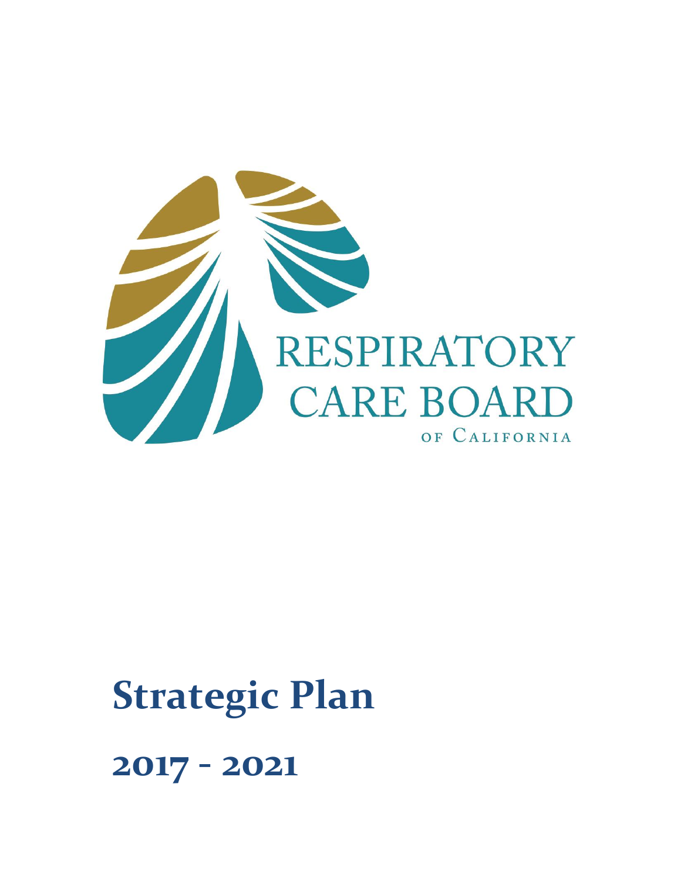RESPIRATORY CARE BOARD OF CALIFORNIA

# Strategic Plan

## 2017 - 2021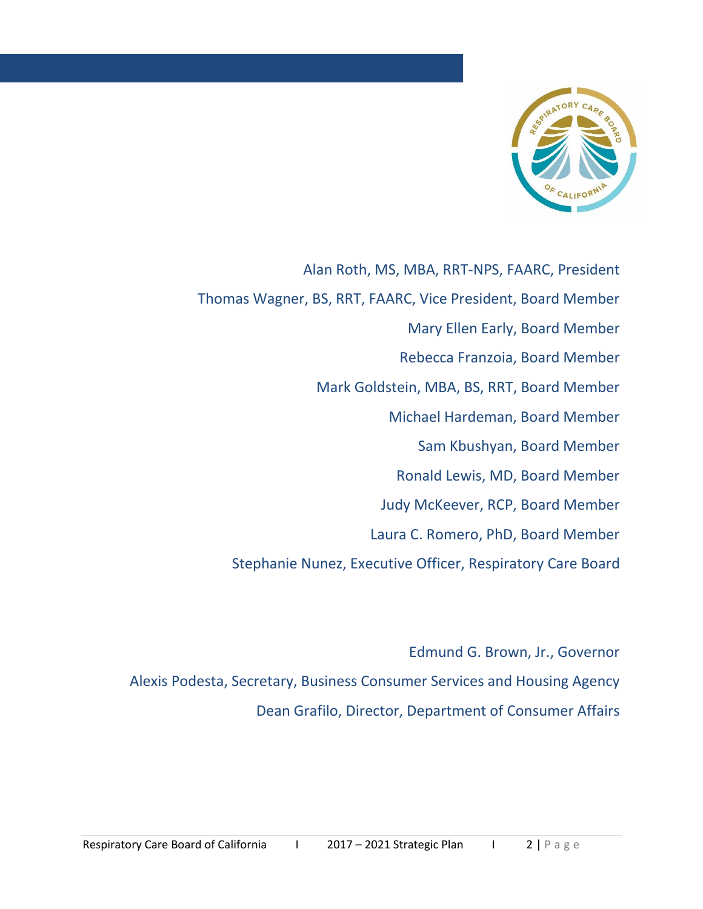Alan Roth, MS, MBA, RRT-NPS, FAARC, President

Thomas Wagner, BS, RRT, FAARC, Vice President, Board Member

Mary Ellen Early, Board Member

Rebecca Franzoia, Board Member

Mark Goldstein, MBA, BS, RRT, Board Member

Michael Hardeman, Board Member

Sam Kbushyan, Board Member

Ronald Lewis, MD, Board Member

Judy McKeever, RCP, Board Member

Laura C. Romero, PhD, Board Member

Stephanie Nunez, Executive Officer, Respiratory Care Board

Edmund G. Brown, Jr., Governor

Alexis Podesta, Secretary, Business Consumer Services and Housing Agency

Dean Grafilo, Director, Department of Consumer Affairs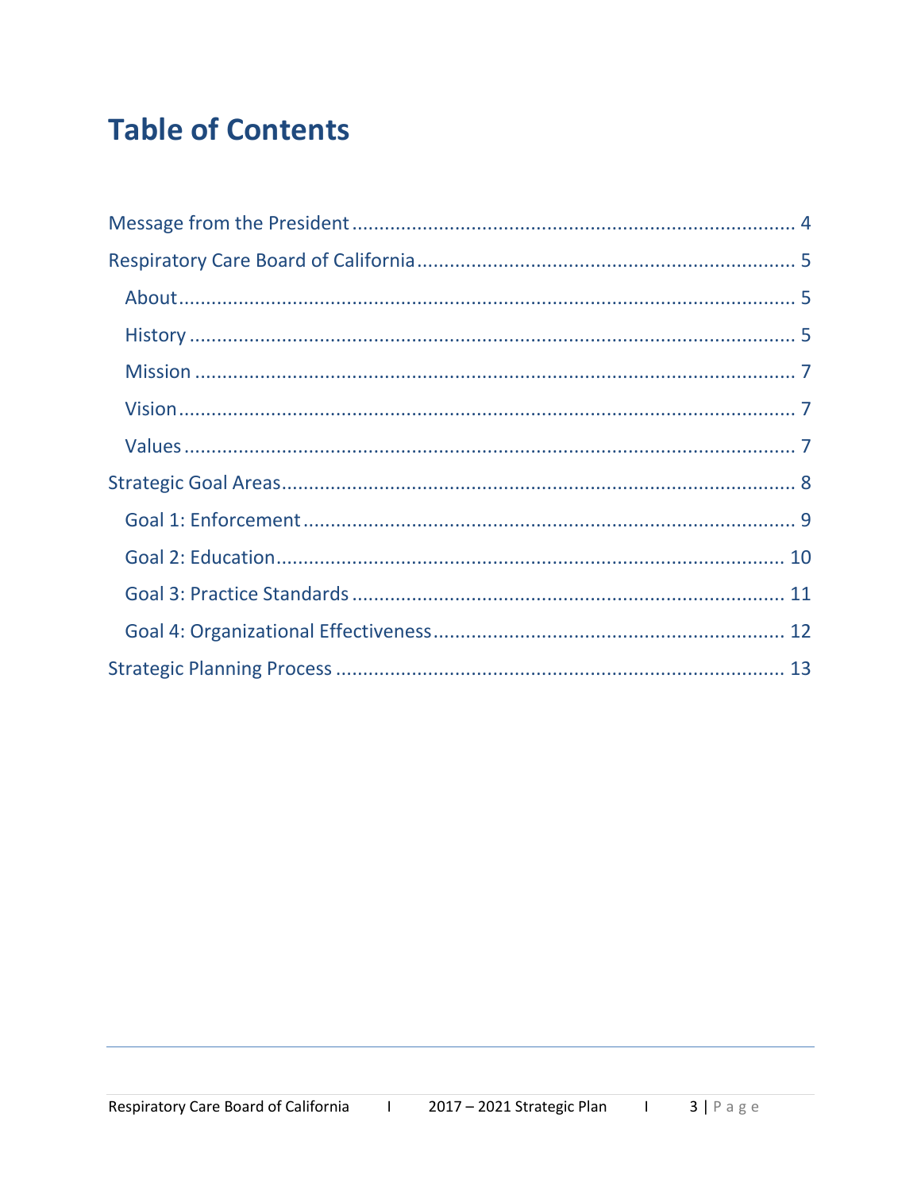# Table of Contents

- Message from the President ........................................................................ 4
- Respiratory Care Board of California ........................................................................ 5
  - About ........................................................................ 5
  - History ........................................................................ 5
  - Mission ........................................................................ 7
  - Vision ........................................................................ 7
  - Values ........................................................................ 7
- Strategic Goal Areas ........................................................................ 8
  - Goal 1: Enforcement ........................................................................ 9
  - Goal 2: Education ........................................................................ 10
  - Goal 3: Practice Standards ........................................................................ 11
  - Goal 4: Organizational Effectiveness ........................................................................ 12
- Strategic Planning Process ........................................................................ 13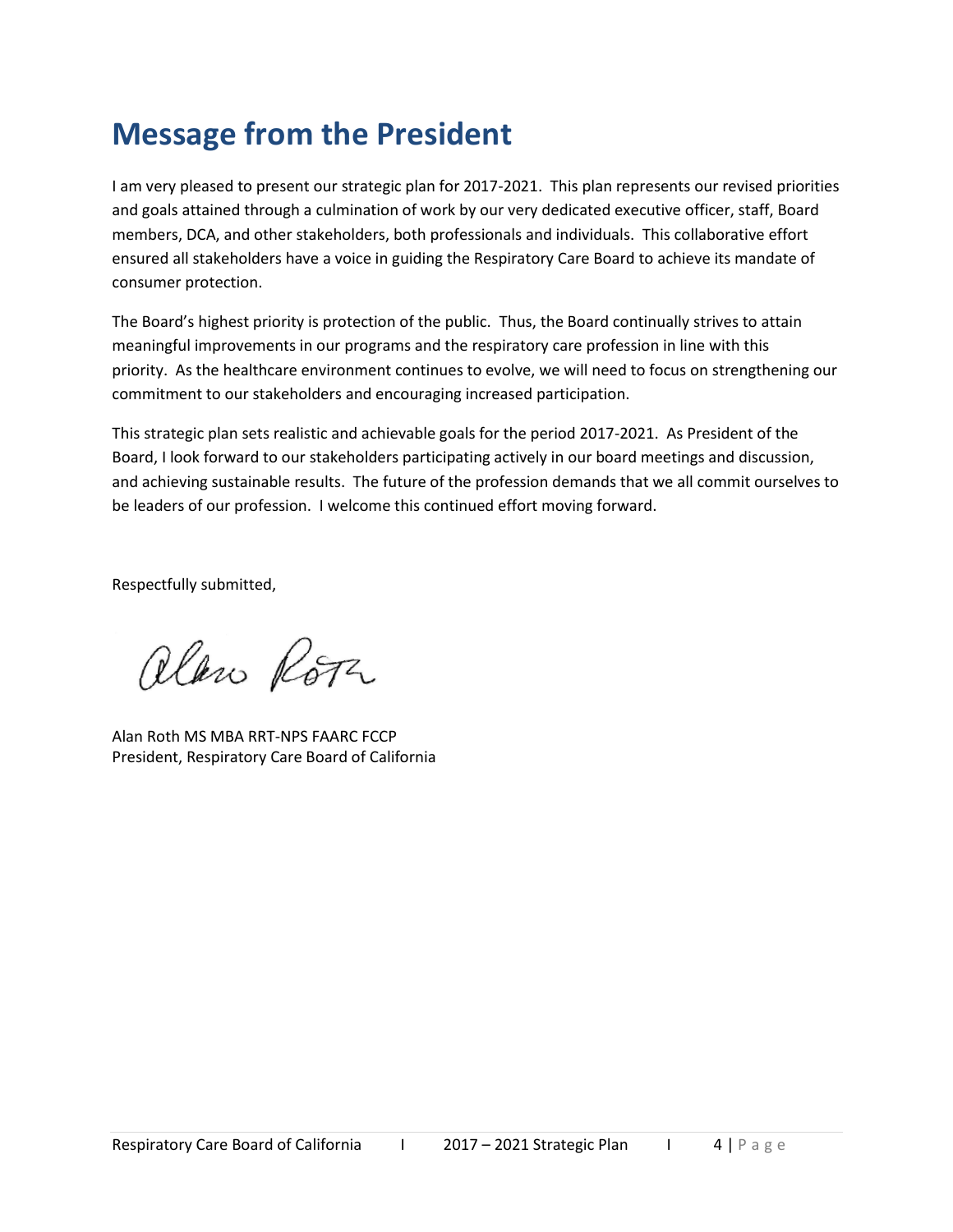# Message from the President

I am very pleased to present our strategic plan for 2017-2021. This plan represents our revised priorities and goals attained through a culmination of work by our very dedicated executive officer, staff, Board members, DCA, and other stakeholders, both professionals and individuals. This collaborative effort ensured all stakeholders have a voice in guiding the Respiratory Care Board to achieve its mandate of consumer protection.

The Board's highest priority is protection of the public. Thus, the Board continually strives to attain meaningful improvements in our programs and the respiratory care profession in line with this priority. As the healthcare environment continues to evolve, we will need to focus on strengthening our commitment to our stakeholders and encouraging increased participation.

This strategic plan sets realistic and achievable goals for the period 2017-2021. As President of the Board, I look forward to our stakeholders participating actively in our board meetings and discussion, and achieving sustainable results. The future of the profession demands that we all commit ourselves to be leaders of our profession. I welcome this continued effort moving forward.

Respectfully submitted,

Alan Roth MS MBA RRT-NPS FAARC FCCP
President, Respiratory Care Board of California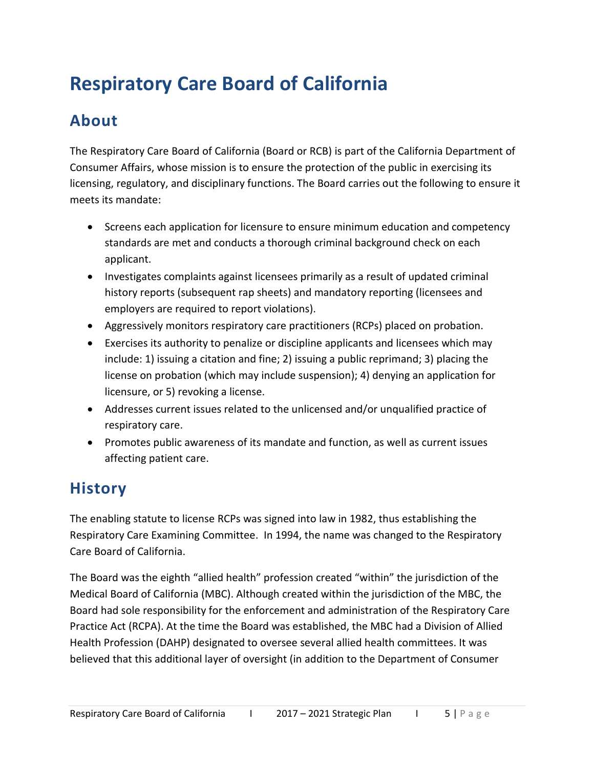# Respiratory Care Board of California

## About

The Respiratory Care Board of California (Board or RCB) is part of the California Department of Consumer Affairs, whose mission is to ensure the protection of the public in exercising its licensing, regulatory, and disciplinary functions. The Board carries out the following to ensure it meets its mandate:

- Screens each application for licensure to ensure minimum education and competency standards are met and conducts a thorough criminal background check on each applicant.
- Investigates complaints against licensees primarily as a result of updated criminal history reports (subsequent rap sheets) and mandatory reporting (licensees and employers are required to report violations).
- Aggressively monitors respiratory care practitioners (RCPs) placed on probation.
- Exercises its authority to penalize or discipline applicants and licensees which may include: 1) issuing a citation and fine; 2) issuing a public reprimand; 3) placing the license on probation (which may include suspension); 4) denying an application for licensure, or 5) revoking a license.
- Addresses current issues related to the unlicensed and/or unqualified practice of respiratory care.
- Promotes public awareness of its mandate and function, as well as current issues affecting patient care.

## History

The enabling statute to license RCPs was signed into law in 1982, thus establishing the Respiratory Care Examining Committee. In 1994, the name was changed to the Respiratory Care Board of California.

The Board was the eighth "allied health" profession created "within" the jurisdiction of the Medical Board of California (MBC). Although created within the jurisdiction of the MBC, the Board had sole responsibility for the enforcement and administration of the Respiratory Care Practice Act (RCPA). At the time the Board was established, the MBC had a Division of Allied Health Profession (DAHP) designated to oversee several allied health committees. It was believed that this additional layer of oversight (in addition to the Department of Consumer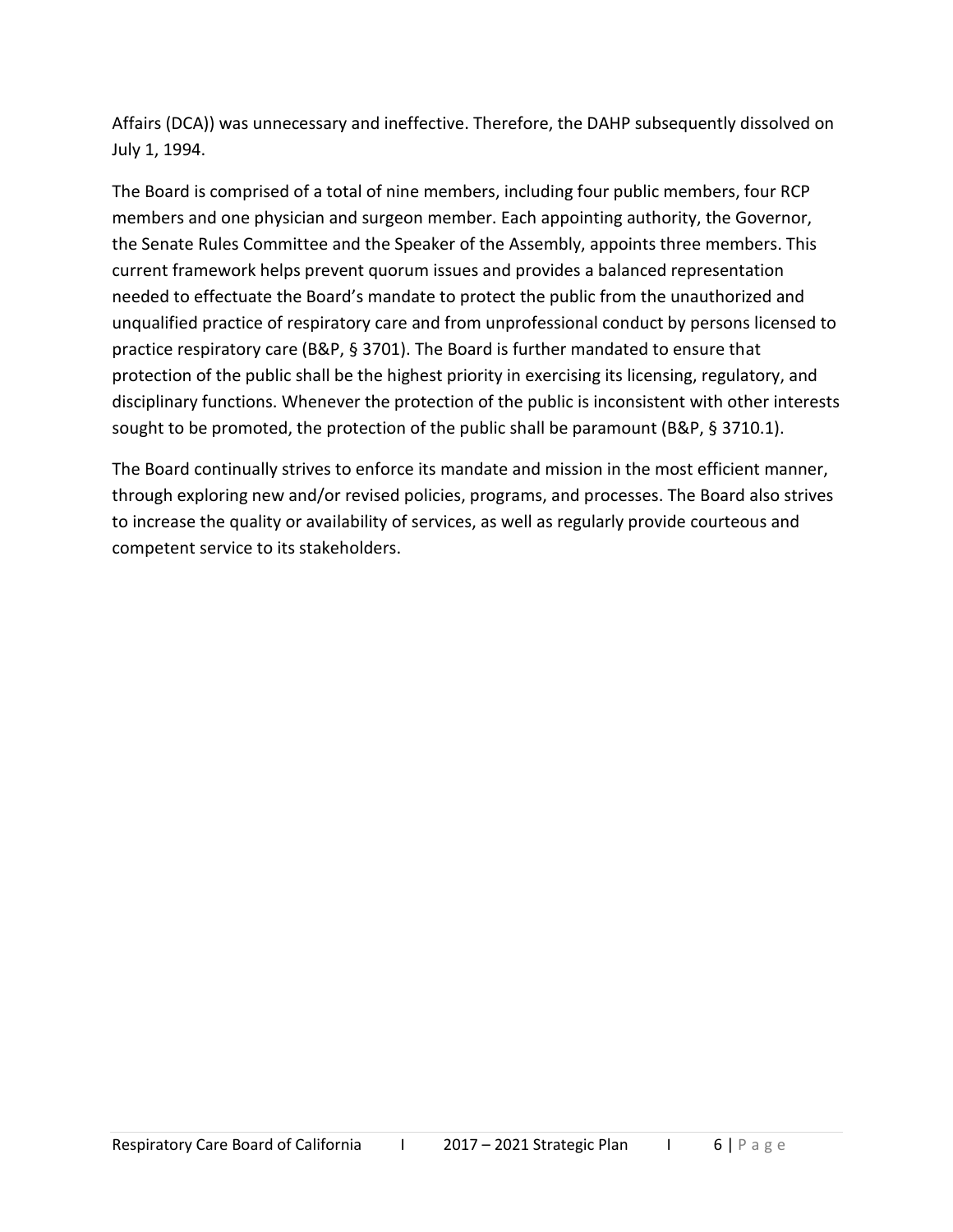Affairs (DCA)) was unnecessary and ineffective. Therefore, the DAHP subsequently dissolved on July 1, 1994.

The Board is comprised of a total of nine members, including four public members, four RCP members and one physician and surgeon member. Each appointing authority, the Governor, the Senate Rules Committee and the Speaker of the Assembly, appoints three members. This current framework helps prevent quorum issues and provides a balanced representation needed to effectuate the Board's mandate to protect the public from the unauthorized and unqualified practice of respiratory care and from unprofessional conduct by persons licensed to practice respiratory care (B&P, § 3701). The Board is further mandated to ensure that protection of the public shall be the highest priority in exercising its licensing, regulatory, and disciplinary functions. Whenever the protection of the public is inconsistent with other interests sought to be promoted, the protection of the public shall be paramount (B&P, § 3710.1).

The Board continually strives to enforce its mandate and mission in the most efficient manner, through exploring new and/or revised policies, programs, and processes. The Board also strives to increase the quality or availability of services, as well as regularly provide courteous and competent service to its stakeholders.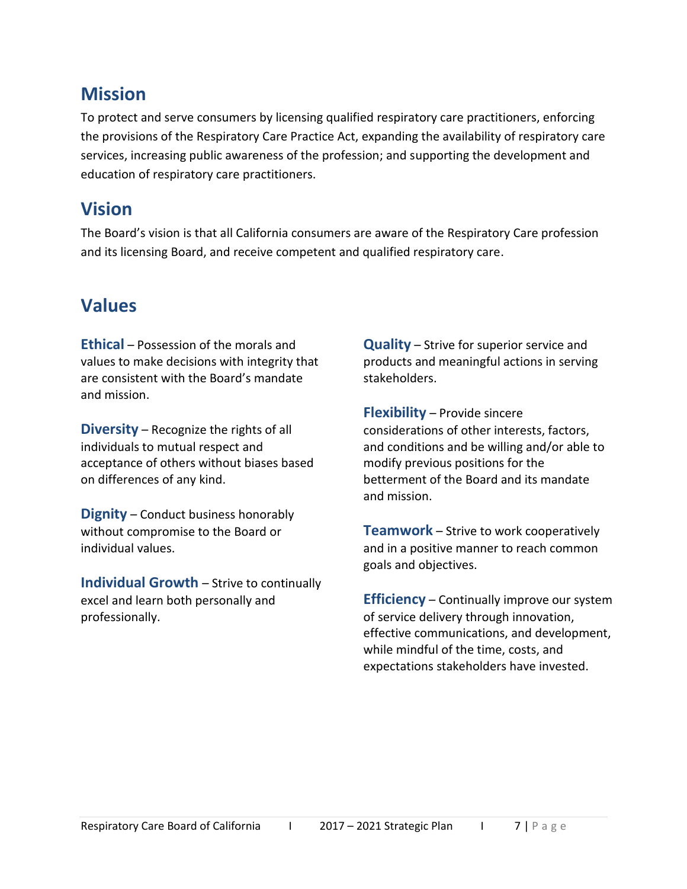## Mission

To protect and serve consumers by licensing qualified respiratory care practitioners, enforcing the provisions of the Respiratory Care Practice Act, expanding the availability of respiratory care services, increasing public awareness of the profession; and supporting the development and education of respiratory care practitioners.

## Vision

The Board's vision is that all California consumers are aware of the Respiratory Care profession and its licensing Board, and receive competent and qualified respiratory care.

## Values

**Ethical** – Possession of the morals and values to make decisions with integrity that are consistent with the Board's mandate and mission.

**Diversity** – Recognize the rights of all individuals to mutual respect and acceptance of others without biases based on differences of any kind.

**Dignity** – Conduct business honorably without compromise to the Board or individual values.

**Individual Growth** – Strive to continually excel and learn both personally and professionally.

**Quality** – Strive for superior service and products and meaningful actions in serving stakeholders.

**Flexibility** – Provide sincere considerations of other interests, factors, and conditions and be willing and/or able to modify previous positions for the betterment of the Board and its mandate and mission.

**Teamwork** – Strive to work cooperatively and in a positive manner to reach common goals and objectives.

**Efficiency** – Continually improve our system of service delivery through innovation, effective communications, and development, while mindful of the time, costs, and expectations stakeholders have invested.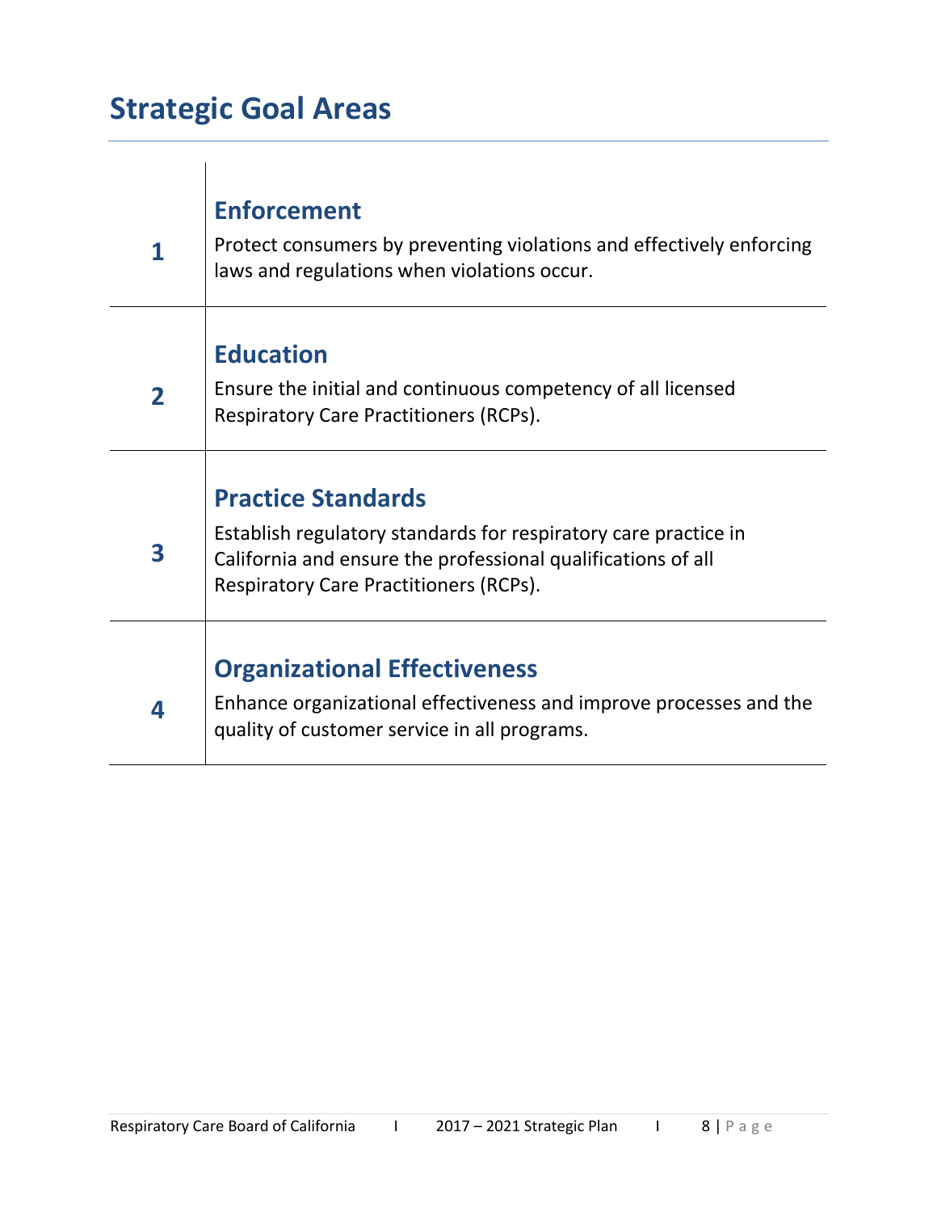## Strategic Goal Areas

| | |
|---|---|
| **1** | **Enforcement**<br>Protect consumers by preventing violations and effectively enforcing laws and regulations when violations occur. |
| **2** | **Education**<br>Ensure the initial and continuous competency of all licensed Respiratory Care Practitioners (RCPs). |
| **3** | **Practice Standards**<br>Establish regulatory standards for respiratory care practice in California and ensure the professional qualifications of all Respiratory Care Practitioners (RCPs). |
| **4** | **Organizational Effectiveness**<br>Enhance organizational effectiveness and improve processes and the quality of customer service in all programs. |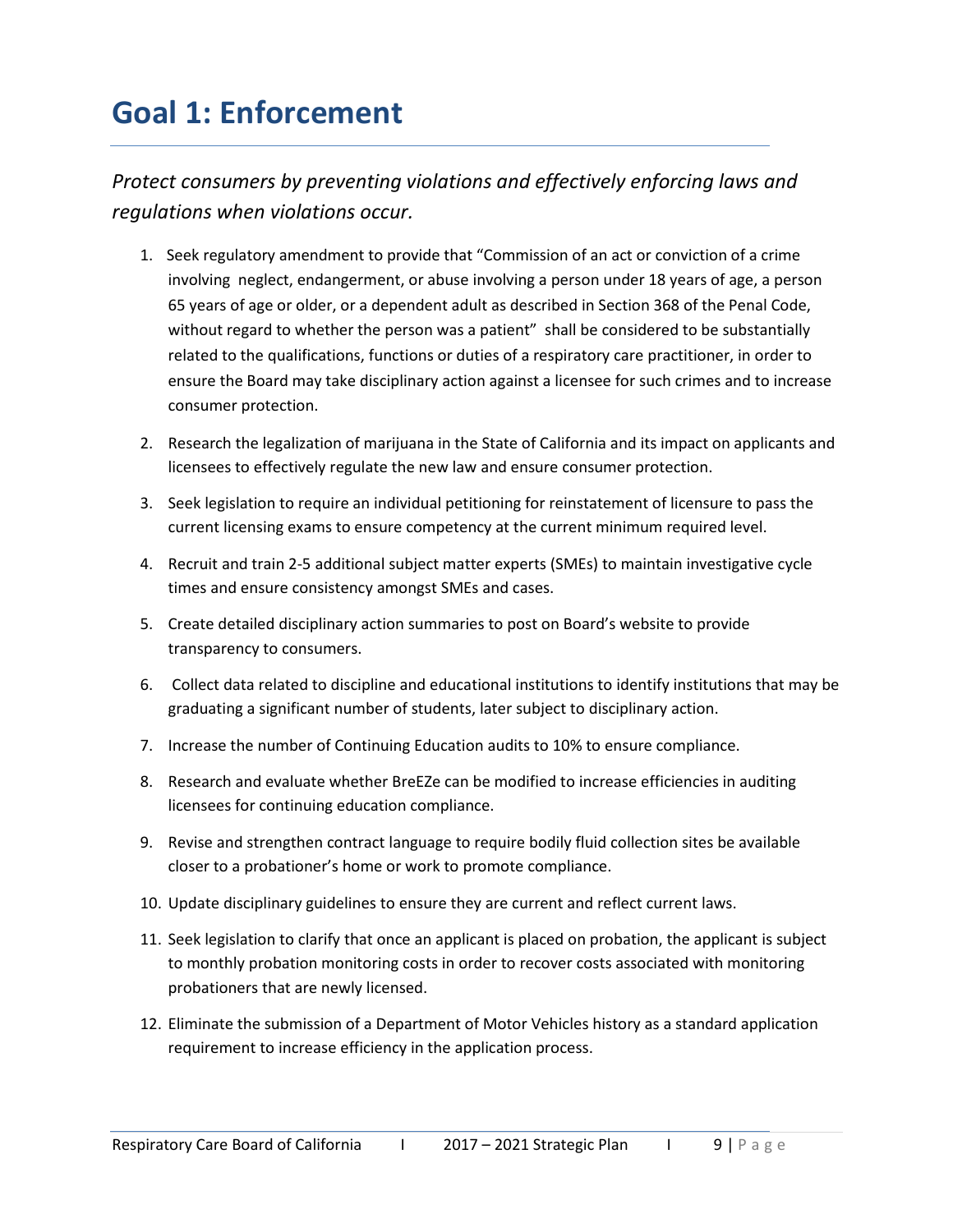# Goal 1: Enforcement

*Protect consumers by preventing violations and effectively enforcing laws and regulations when violations occur.*

1. Seek regulatory amendment to provide that "Commission of an act or conviction of a crime involving neglect, endangerment, or abuse involving a person under 18 years of age, a person 65 years of age or older, or a dependent adult as described in Section 368 of the Penal Code, without regard to whether the person was a patient" shall be considered to be substantially related to the qualifications, functions or duties of a respiratory care practitioner, in order to ensure the Board may take disciplinary action against a licensee for such crimes and to increase consumer protection.
2. Research the legalization of marijuana in the State of California and its impact on applicants and licensees to effectively regulate the new law and ensure consumer protection.
3. Seek legislation to require an individual petitioning for reinstatement of licensure to pass the current licensing exams to ensure competency at the current minimum required level.
4. Recruit and train 2-5 additional subject matter experts (SMEs) to maintain investigative cycle times and ensure consistency amongst SMEs and cases.
5. Create detailed disciplinary action summaries to post on Board's website to provide transparency to consumers.
6. Collect data related to discipline and educational institutions to identify institutions that may be graduating a significant number of students, later subject to disciplinary action.
7. Increase the number of Continuing Education audits to 10% to ensure compliance.
8. Research and evaluate whether BreEZe can be modified to increase efficiencies in auditing licensees for continuing education compliance.
9. Revise and strengthen contract language to require bodily fluid collection sites be available closer to a probationer's home or work to promote compliance.
10. Update disciplinary guidelines to ensure they are current and reflect current laws.
11. Seek legislation to clarify that once an applicant is placed on probation, the applicant is subject to monthly probation monitoring costs in order to recover costs associated with monitoring probationers that are newly licensed.
12. Eliminate the submission of a Department of Motor Vehicles history as a standard application requirement to increase efficiency in the application process.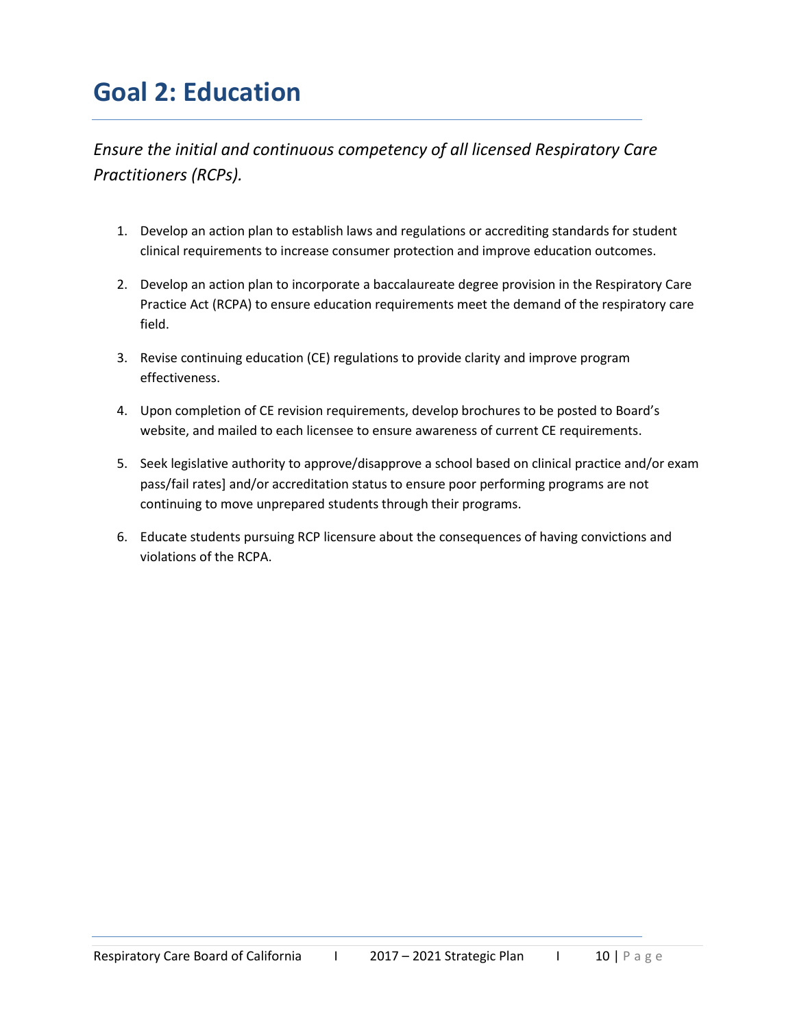# Goal 2: Education

*Ensure the initial and continuous competency of all licensed Respiratory Care Practitioners (RCPs).*

1. Develop an action plan to establish laws and regulations or accrediting standards for student clinical requirements to increase consumer protection and improve education outcomes.
2. Develop an action plan to incorporate a baccalaureate degree provision in the Respiratory Care Practice Act (RCPA) to ensure education requirements meet the demand of the respiratory care field.
3. Revise continuing education (CE) regulations to provide clarity and improve program effectiveness.
4. Upon completion of CE revision requirements, develop brochures to be posted to Board's website, and mailed to each licensee to ensure awareness of current CE requirements.
5. Seek legislative authority to approve/disapprove a school based on clinical practice and/or exam pass/fail rates] and/or accreditation status to ensure poor performing programs are not continuing to move unprepared students through their programs.
6. Educate students pursuing RCP licensure about the consequences of having convictions and violations of the RCPA.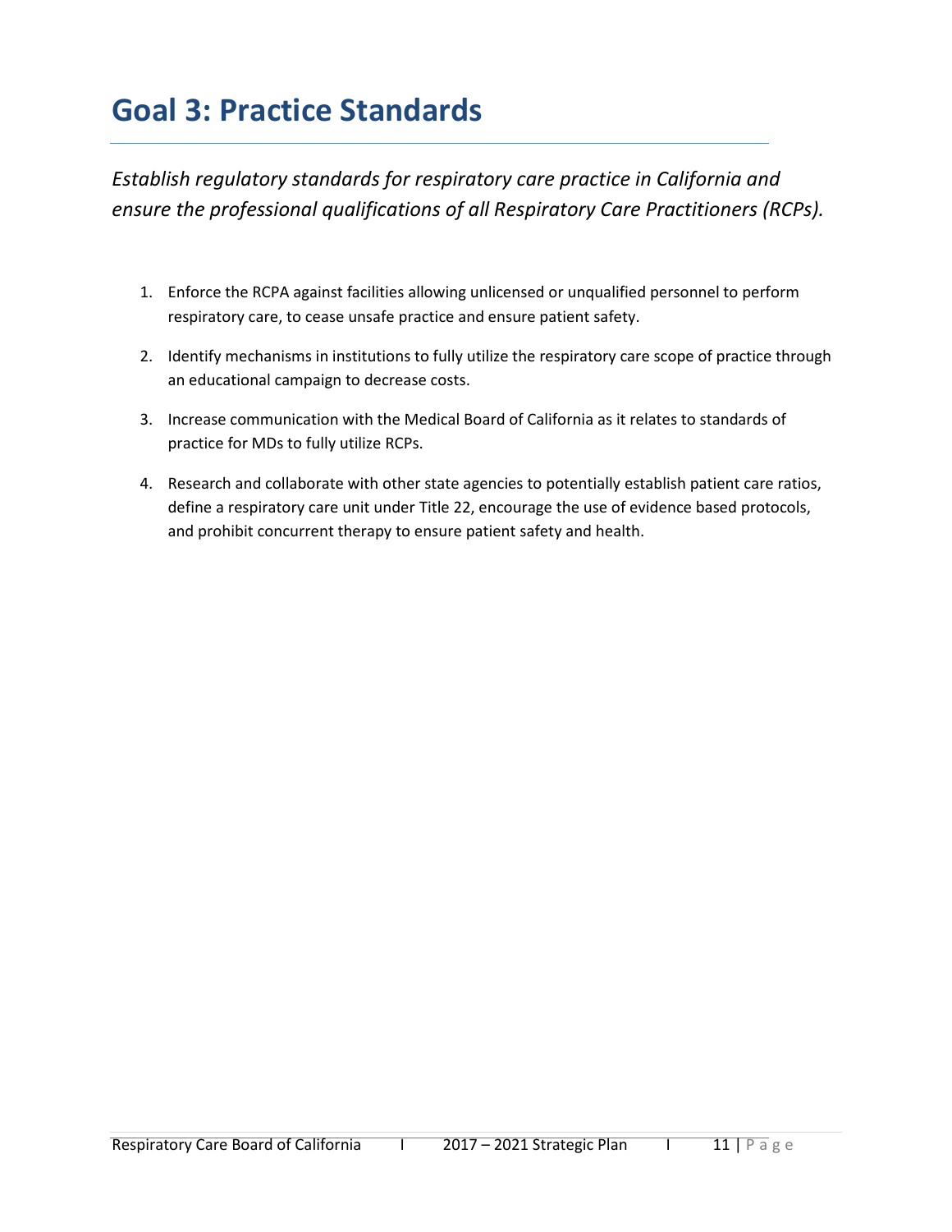# Goal 3: Practice Standards

*Establish regulatory standards for respiratory care practice in California and ensure the professional qualifications of all Respiratory Care Practitioners (RCPs).*

1. Enforce the RCPA against facilities allowing unlicensed or unqualified personnel to perform respiratory care, to cease unsafe practice and ensure patient safety.
2. Identify mechanisms in institutions to fully utilize the respiratory care scope of practice through an educational campaign to decrease costs.
3. Increase communication with the Medical Board of California as it relates to standards of practice for MDs to fully utilize RCPs.
4. Research and collaborate with other state agencies to potentially establish patient care ratios, define a respiratory care unit under Title 22, encourage the use of evidence based protocols, and prohibit concurrent therapy to ensure patient safety and health.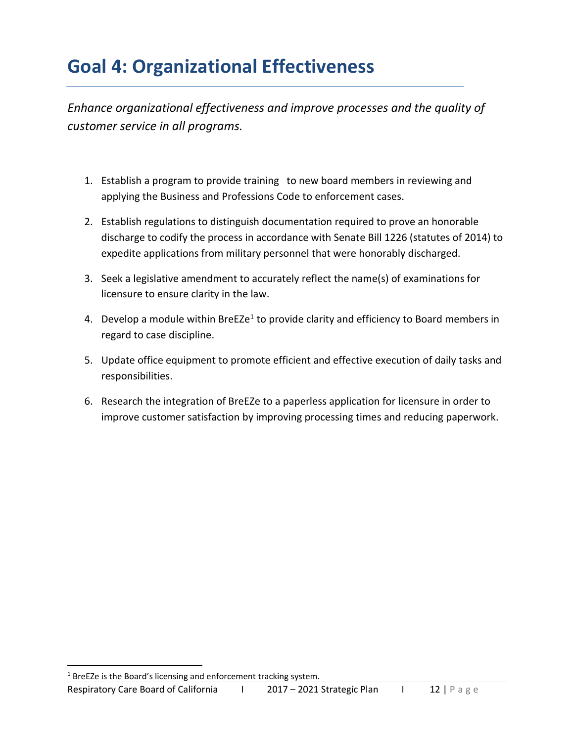# Goal 4: Organizational Effectiveness

*Enhance organizational effectiveness and improve processes and the quality of customer service in all programs.*

1. Establish a program to provide training to new board members in reviewing and applying the Business and Professions Code to enforcement cases.
2. Establish regulations to distinguish documentation required to prove an honorable discharge to codify the process in accordance with Senate Bill 1226 (statutes of 2014) to expedite applications from military personnel that were honorably discharged.
3. Seek a legislative amendment to accurately reflect the name(s) of examinations for licensure to ensure clarity in the law.
4. Develop a module within BreEZe[1] to provide clarity and efficiency to Board members in regard to case discipline.
5. Update office equipment to promote efficient and effective execution of daily tasks and responsibilities.
6. Research the integration of BreEZe to a paperless application for licensure in order to improve customer satisfaction by improving processing times and reducing paperwork.

[1] BreEZe is the Board's licensing and enforcement tracking system.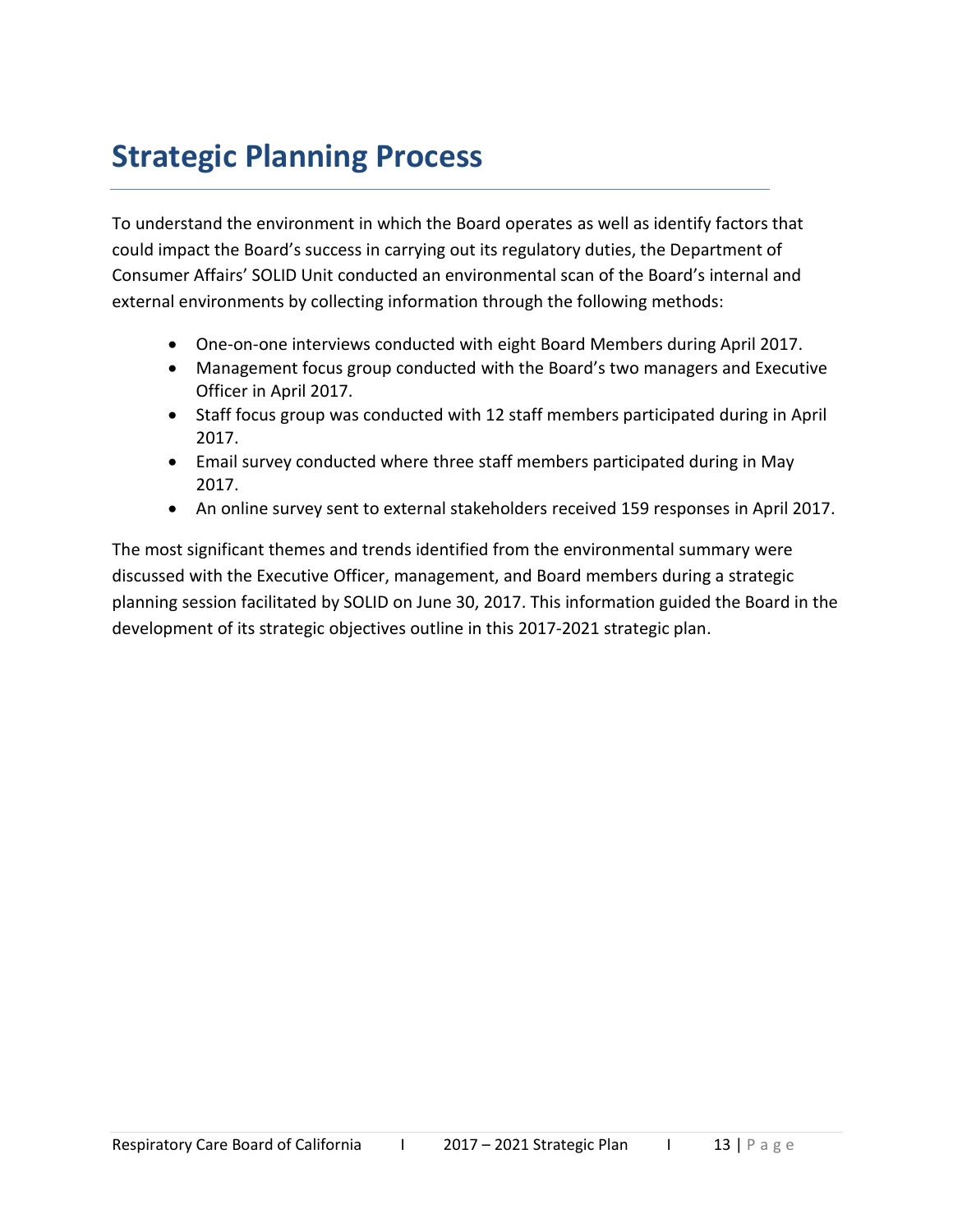# Strategic Planning Process

To understand the environment in which the Board operates as well as identify factors that could impact the Board's success in carrying out its regulatory duties, the Department of Consumer Affairs' SOLID Unit conducted an environmental scan of the Board's internal and external environments by collecting information through the following methods:

- One-on-one interviews conducted with eight Board Members during April 2017.
- Management focus group conducted with the Board's two managers and Executive Officer in April 2017.
- Staff focus group was conducted with 12 staff members participated during in April 2017.
- Email survey conducted where three staff members participated during in May 2017.
- An online survey sent to external stakeholders received 159 responses in April 2017.

The most significant themes and trends identified from the environmental summary were discussed with the Executive Officer, management, and Board members during a strategic planning session facilitated by SOLID on June 30, 2017. This information guided the Board in the development of its strategic objectives outline in this 2017-2021 strategic plan.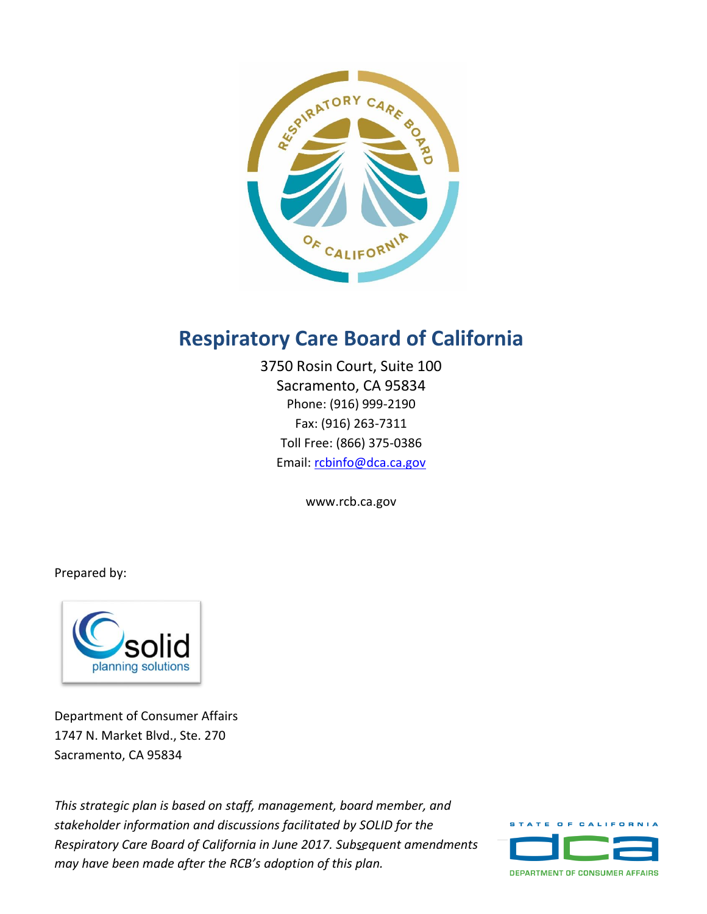# Respiratory Care Board of California

3750 Rosin Court, Suite 100
Sacramento, CA 95834
Phone: (916) 999-2190
Fax: (916) 263-7311
Toll Free: (866) 375-0386
Email: rcbinfo@dca.ca.gov

www.rcb.ca.gov

Prepared by:

Department of Consumer Affairs
1747 N. Market Blvd., Ste. 270
Sacramento, CA 95834

*This strategic plan is based on staff, management, board member, and stakeholder information and discussions facilitated by SOLID for the Respiratory Care Board of California in June 2017. Subsequent amendments may have been made after the RCB's adoption of this plan.*